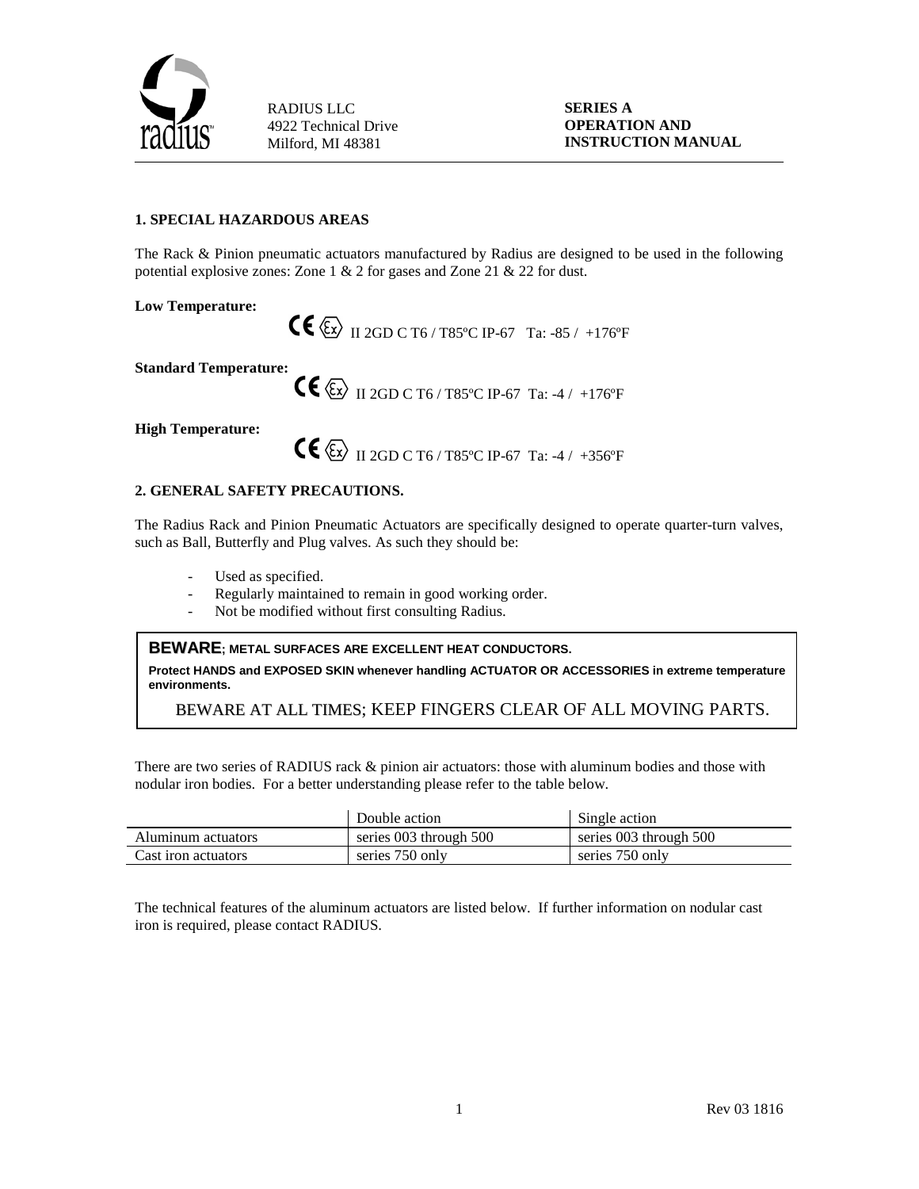RADIUS LLC
4922 Technical Drive
Milford, MI 48381

**SERIES A**
**OPERATION AND INSTRUCTION MANUAL**

## 1. SPECIAL HAZARDOUS AREAS

The Rack & Pinion pneumatic actuators manufactured by Radius are designed to be used in the following potential explosive zones: Zone 1 & 2 for gases and Zone 21 & 22 for dust.

**Low Temperature:**

CE Ex II 2GD C T6 / T85ºC IP-67 Ta: -85 / +176ºF

**Standard Temperature:**

CE Ex II 2GD C T6 / T85ºC IP-67 Ta: -4 / +176ºF

**High Temperature:**

CE Ex II 2GD C T6 / T85ºC IP-67 Ta: -4 / +356ºF

## 2. GENERAL SAFETY PRECAUTIONS.

The Radius Rack and Pinion Pneumatic Actuators are specifically designed to operate quarter-turn valves, such as Ball, Butterfly and Plug valves. As such they should be:

- Used as specified.
- Regularly maintained to remain in good working order.
- Not be modified without first consulting Radius.

**BEWARE; METAL SURFACES ARE EXCELLENT HEAT CONDUCTORS.**

**Protect HANDS and EXPOSED SKIN whenever handling ACTUATOR OR ACCESSORIES in extreme temperature environments.**

BEWARE AT ALL TIMES; KEEP FINGERS CLEAR OF ALL MOVING PARTS.

There are two series of RADIUS rack & pinion air actuators: those with aluminum bodies and those with nodular iron bodies. For a better understanding please refer to the table below.

| | Double action | Single action |
|---|---|---|
| Aluminum actuators | series 003 through 500 | series 003 through 500 |
| Cast iron actuators | series 750 only | series 750 only |

The technical features of the aluminum actuators are listed below. If further information on nodular cast iron is required, please contact RADIUS.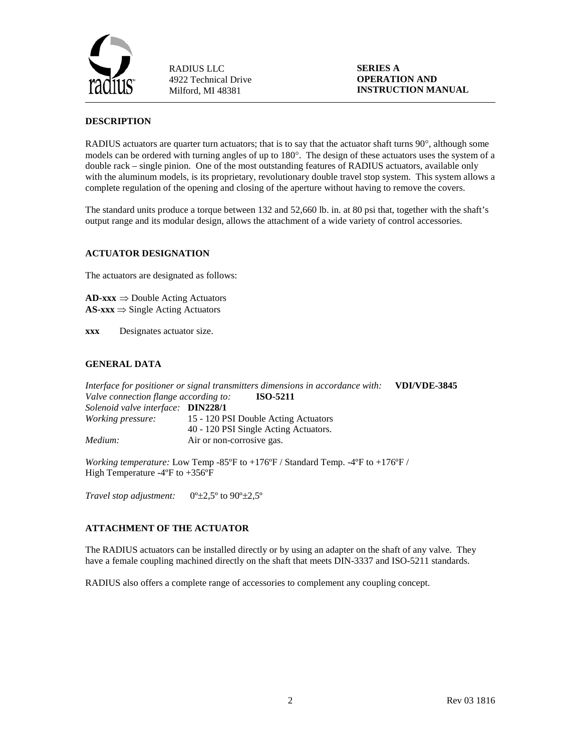## DESCRIPTION

RADIUS actuators are quarter turn actuators; that is to say that the actuator shaft turns 90°, although some models can be ordered with turning angles of up to 180°. The design of these actuators uses the system of a double rack – single pinion. One of the most outstanding features of RADIUS actuators, available only with the aluminum models, is its proprietary, revolutionary double travel stop system. This system allows a complete regulation of the opening and closing of the aperture without having to remove the covers.

The standard units produce a torque between 132 and 52,660 lb. in. at 80 psi that, together with the shaft's output range and its modular design, allows the attachment of a wide variety of control accessories.

## ACTUATOR DESIGNATION

The actuators are designated as follows:

**AD-xxx** ⇒ Double Acting Actuators
**AS-xxx** ⇒ Single Acting Actuators

**xxx** Designates actuator size.

## GENERAL DATA

*Interface for positioner or signal transmitters dimensions in accordance with:* **VDI/VDE-3845**
*Valve connection flange according to:* **ISO-5211**
*Solenoid valve interface:* **DIN228/1**
*Working pressure:* 15 - 120 PSI Double Acting Actuators
40 - 120 PSI Single Acting Actuators.
*Medium:* Air or non-corrosive gas.

*Working temperature:* Low Temp -85ºF to +176ºF / Standard Temp. -4ºF to +176ºF / High Temperature -4ºF to +356ºF

*Travel stop adjustment:* 0º±2,5º to 90º±2,5º

## ATTACHMENT OF THE ACTUATOR

The RADIUS actuators can be installed directly or by using an adapter on the shaft of any valve. They have a female coupling machined directly on the shaft that meets DIN-3337 and ISO-5211 standards.

RADIUS also offers a complete range of accessories to complement any coupling concept.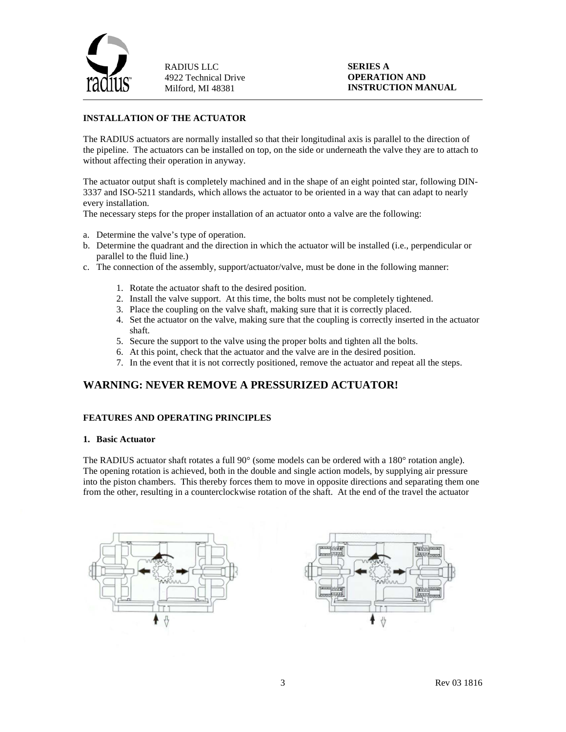## INSTALLATION OF THE ACTUATOR

The RADIUS actuators are normally installed so that their longitudinal axis is parallel to the direction of the pipeline. The actuators can be installed on top, on the side or underneath the valve they are to attach to without affecting their operation in anyway.

The actuator output shaft is completely machined and in the shape of an eight pointed star, following DIN-3337 and ISO-5211 standards, which allows the actuator to be oriented in a way that can adapt to nearly every installation.

The necessary steps for the proper installation of an actuator onto a valve are the following:

a. Determine the valve's type of operation.
b. Determine the quadrant and the direction in which the actuator will be installed (i.e., perpendicular or parallel to the fluid line.)
c. The connection of the assembly, support/actuator/valve, must be done in the following manner:

    1. Rotate the actuator shaft to the desired position.
    2. Install the valve support. At this time, the bolts must not be completely tightened.
    3. Place the coupling on the valve shaft, making sure that it is correctly placed.
    4. Set the actuator on the valve, making sure that the coupling is correctly inserted in the actuator shaft.
    5. Secure the support to the valve using the proper bolts and tighten all the bolts.
    6. At this point, check that the actuator and the valve are in the desired position.
    7. In the event that it is not correctly positioned, remove the actuator and repeat all the steps.

## WARNING: NEVER REMOVE A PRESSURIZED ACTUATOR!

## FEATURES AND OPERATING PRINCIPLES

### 1. Basic Actuator

The RADIUS actuator shaft rotates a full 90° (some models can be ordered with a 180° rotation angle). The opening rotation is achieved, both in the double and single action models, by supplying air pressure into the piston chambers. This thereby forces them to move in opposite directions and separating them one from the other, resulting in a counterclockwise rotation of the shaft. At the end of the travel the actuator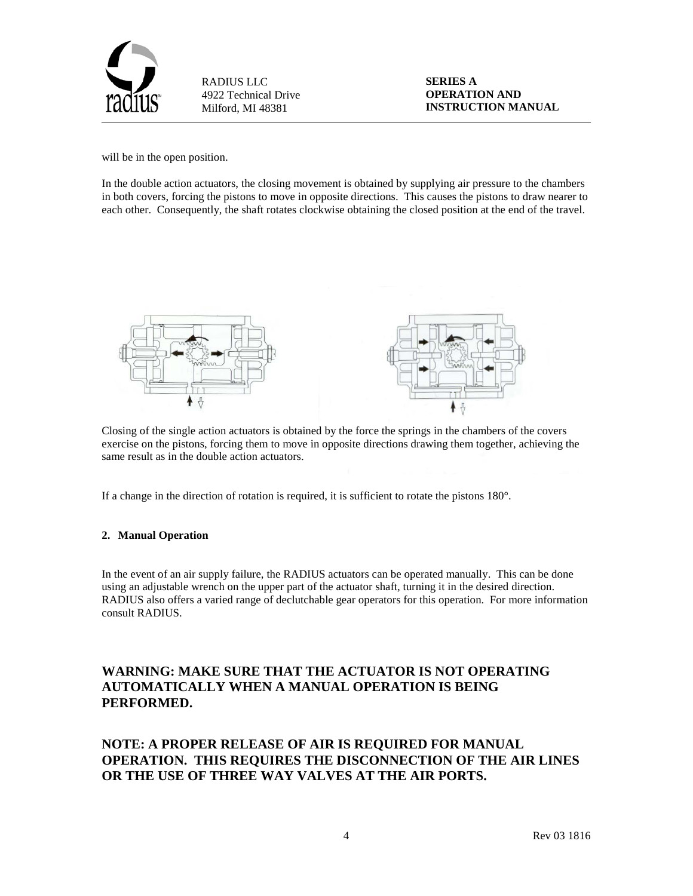will be in the open position.

In the double action actuators, the closing movement is obtained by supplying air pressure to the chambers in both covers, forcing the pistons to move in opposite directions. This causes the pistons to draw nearer to each other. Consequently, the shaft rotates clockwise obtaining the closed position at the end of the travel.

Closing of the single action actuators is obtained by the force the springs in the chambers of the covers exercise on the pistons, forcing them to move in opposite directions drawing them together, achieving the same result as in the double action actuators.

If a change in the direction of rotation is required, it is sufficient to rotate the pistons 180°.

**2. Manual Operation**

In the event of an air supply failure, the RADIUS actuators can be operated manually. This can be done using an adjustable wrench on the upper part of the actuator shaft, turning it in the desired direction. RADIUS also offers a varied range of declutchable gear operators for this operation. For more information consult RADIUS.

## WARNING: MAKE SURE THAT THE ACTUATOR IS NOT OPERATING AUTOMATICALLY WHEN A MANUAL OPERATION IS BEING PERFORMED.

## NOTE: A PROPER RELEASE OF AIR IS REQUIRED FOR MANUAL OPERATION. THIS REQUIRES THE DISCONNECTION OF THE AIR LINES OR THE USE OF THREE WAY VALVES AT THE AIR PORTS.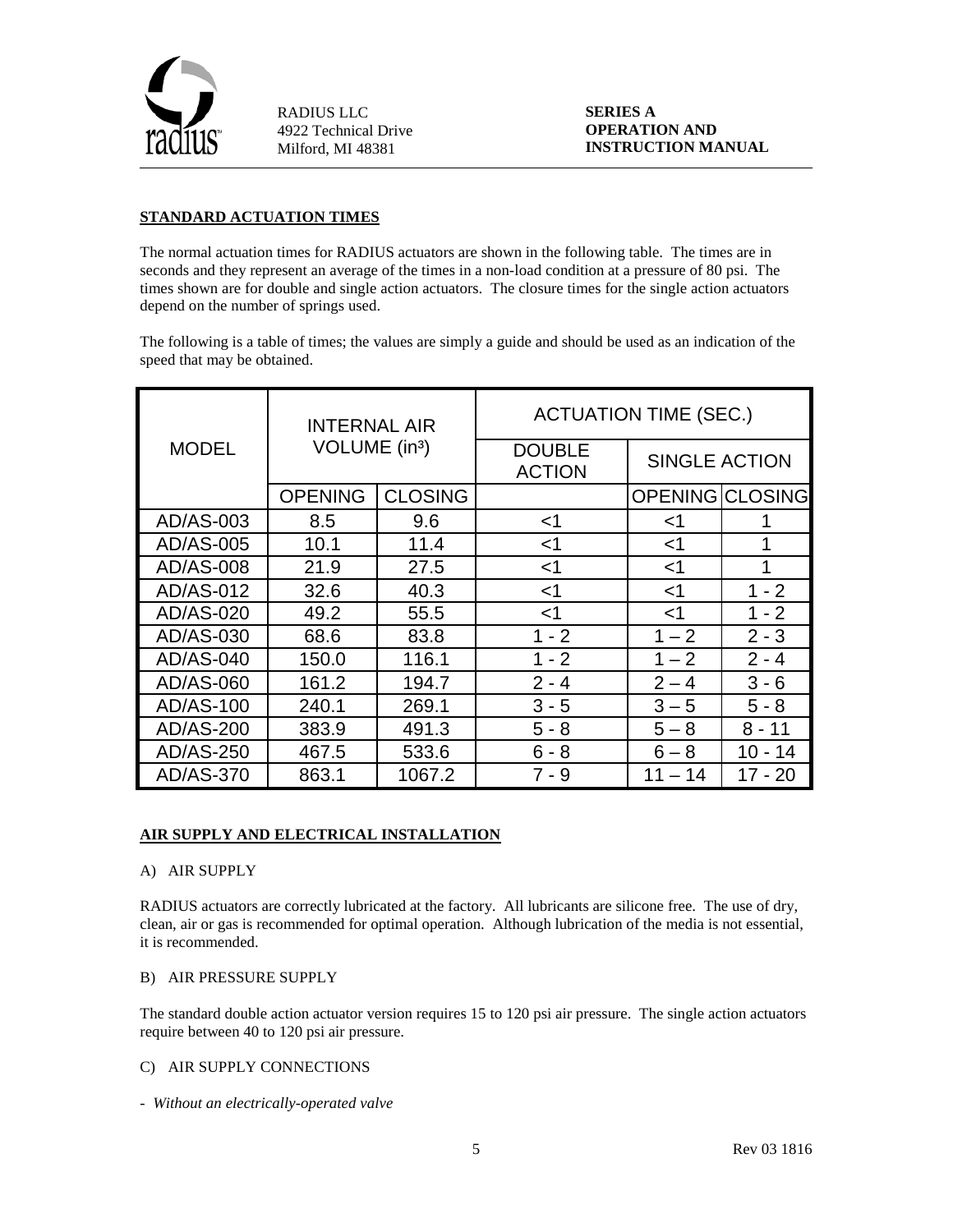## STANDARD ACTUATION TIMES

The normal actuation times for RADIUS actuators are shown in the following table. The times are in seconds and they represent an average of the times in a non-load condition at a pressure of 80 psi. The times shown are for double and single action actuators. The closure times for the single action actuators depend on the number of springs used.

The following is a table of times; the values are simply a guide and should be used as an indication of the speed that may be obtained.

| MODEL | INTERNAL AIR VOLUME ($in^3$) | | ACTUATION TIME (SEC.) | | |
|---|---|---|---|---|---|
| | | | DOUBLE ACTION | SINGLE ACTION | |
| | OPENING | CLOSING | | OPENING | CLOSING |
| AD/AS-003 | 8.5 | 9.6 | <1 | <1 | 1 |
| AD/AS-005 | 10.1 | 11.4 | <1 | <1 | 1 |
| AD/AS-008 | 21.9 | 27.5 | <1 | <1 | 1 |
| AD/AS-012 | 32.6 | 40.3 | <1 | <1 | 1 - 2 |
| AD/AS-020 | 49.2 | 55.5 | <1 | <1 | 1 - 2 |
| AD/AS-030 | 68.6 | 83.8 | 1 - 2 | 1 – 2 | 2 - 3 |
| AD/AS-040 | 150.0 | 116.1 | 1 - 2 | 1 – 2 | 2 - 4 |
| AD/AS-060 | 161.2 | 194.7 | 2 - 4 | 2 – 4 | 3 - 6 |
| AD/AS-100 | 240.1 | 269.1 | 3 - 5 | 3 – 5 | 5 - 8 |
| AD/AS-200 | 383.9 | 491.3 | 5 - 8 | 5 – 8 | 8 - 11 |
| AD/AS-250 | 467.5 | 533.6 | 6 - 8 | 6 – 8 | 10 - 14 |
| AD/AS-370 | 863.1 | 1067.2 | 7 - 9 | 11 – 14 | 17 - 20 |

## AIR SUPPLY AND ELECTRICAL INSTALLATION

A) AIR SUPPLY

RADIUS actuators are correctly lubricated at the factory. All lubricants are silicone free. The use of dry, clean, air or gas is recommended for optimal operation. Although lubrication of the media is not essential, it is recommended.

B) AIR PRESSURE SUPPLY

The standard double action actuator version requires 15 to 120 psi air pressure. The single action actuators require between 40 to 120 psi air pressure.

C) AIR SUPPLY CONNECTIONS

- *Without an electrically-operated valve*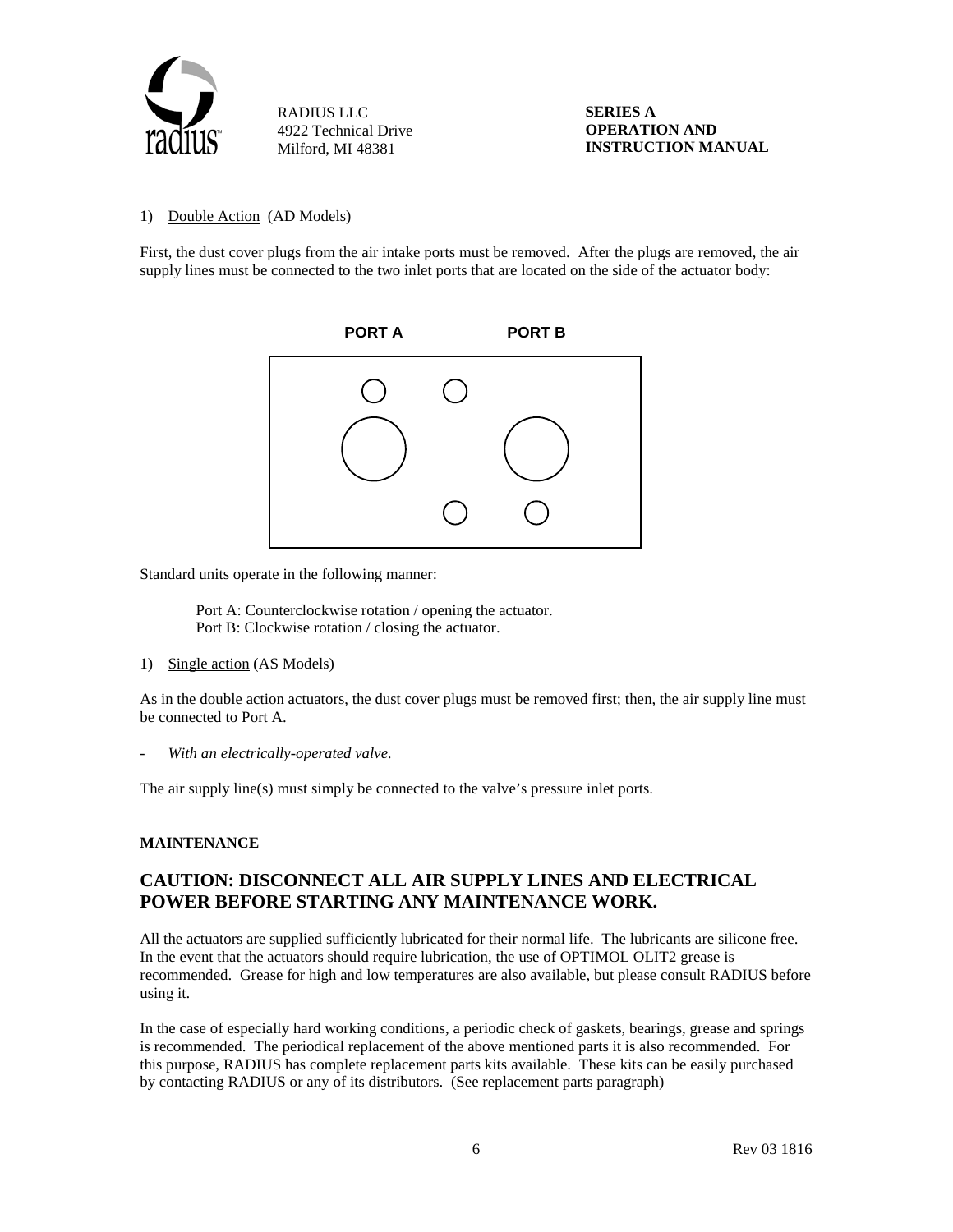1) Double Action (AD Models)

First, the dust cover plugs from the air intake ports must be removed. After the plugs are removed, the air supply lines must be connected to the two inlet ports that are located on the side of the actuator body:

PORT A PORT B

Standard units operate in the following manner:

Port A: Counterclockwise rotation / opening the actuator.
Port B: Clockwise rotation / closing the actuator.

1) Single action (AS Models)

As in the double action actuators, the dust cover plugs must be removed first; then, the air supply line must be connected to Port A.

- *With an electrically-operated valve.*

The air supply line(s) must simply be connected to the valve's pressure inlet ports.

**MAINTENANCE**

## CAUTION: DISCONNECT ALL AIR SUPPLY LINES AND ELECTRICAL POWER BEFORE STARTING ANY MAINTENANCE WORK.

All the actuators are supplied sufficiently lubricated for their normal life. The lubricants are silicone free. In the event that the actuators should require lubrication, the use of OPTIMOL OLIT2 grease is recommended. Grease for high and low temperatures are also available, but please consult RADIUS before using it.

In the case of especially hard working conditions, a periodic check of gaskets, bearings, grease and springs is recommended. The periodical replacement of the above mentioned parts it is also recommended. For this purpose, RADIUS has complete replacement parts kits available. These kits can be easily purchased by contacting RADIUS or any of its distributors. (See replacement parts paragraph)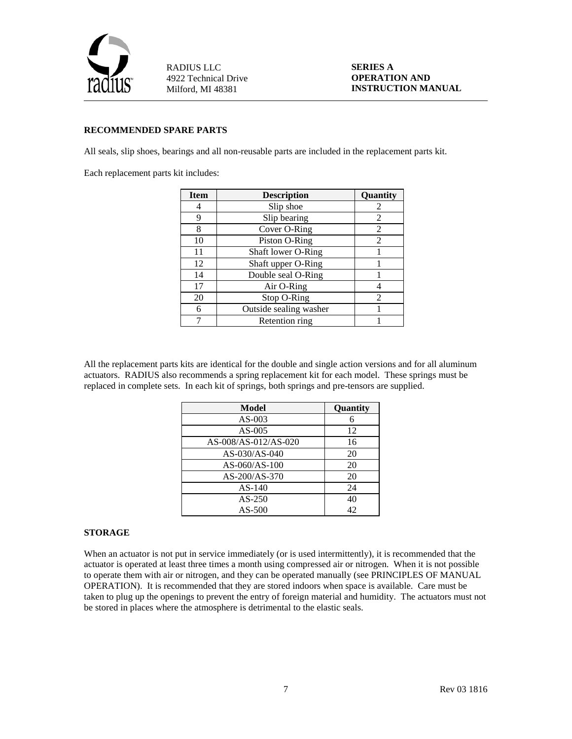## RECOMMENDED SPARE PARTS

All seals, slip shoes, bearings and all non-reusable parts are included in the replacement parts kit.

Each replacement parts kit includes:

| Item | Description | Quantity |
|---|---|---|
| 4 | Slip shoe | 2 |
| 9 | Slip bearing | 2 |
| 8 | Cover O-Ring | 2 |
| 10 | Piston O-Ring | 2 |
| 11 | Shaft lower O-Ring | 1 |
| 12 | Shaft upper O-Ring | 1 |
| 14 | Double seal O-Ring | 1 |
| 17 | Air O-Ring | 4 |
| 20 | Stop O-Ring | 2 |
| 6 | Outside sealing washer | 1 |
| 7 | Retention ring | 1 |

All the replacement parts kits are identical for the double and single action versions and for all aluminum actuators. RADIUS also recommends a spring replacement kit for each model. These springs must be replaced in complete sets. In each kit of springs, both springs and pre-tensors are supplied.

| Model | Quantity |
|---|---|
| AS-003 | 6 |
| AS-005 | 12 |
| AS-008/AS-012/AS-020 | 16 |
| AS-030/AS-040 | 20 |
| AS-060/AS-100 | 20 |
| AS-200/AS-370 | 20 |
| AS-140 | 24 |
| AS-250 | 40 |
| AS-500 | 42 |

## STORAGE

When an actuator is not put in service immediately (or is used intermittently), it is recommended that the actuator is operated at least three times a month using compressed air or nitrogen. When it is not possible to operate them with air or nitrogen, and they can be operated manually (see PRINCIPLES OF MANUAL OPERATION). It is recommended that they are stored indoors when space is available. Care must be taken to plug up the openings to prevent the entry of foreign material and humidity. The actuators must not be stored in places where the atmosphere is detrimental to the elastic seals.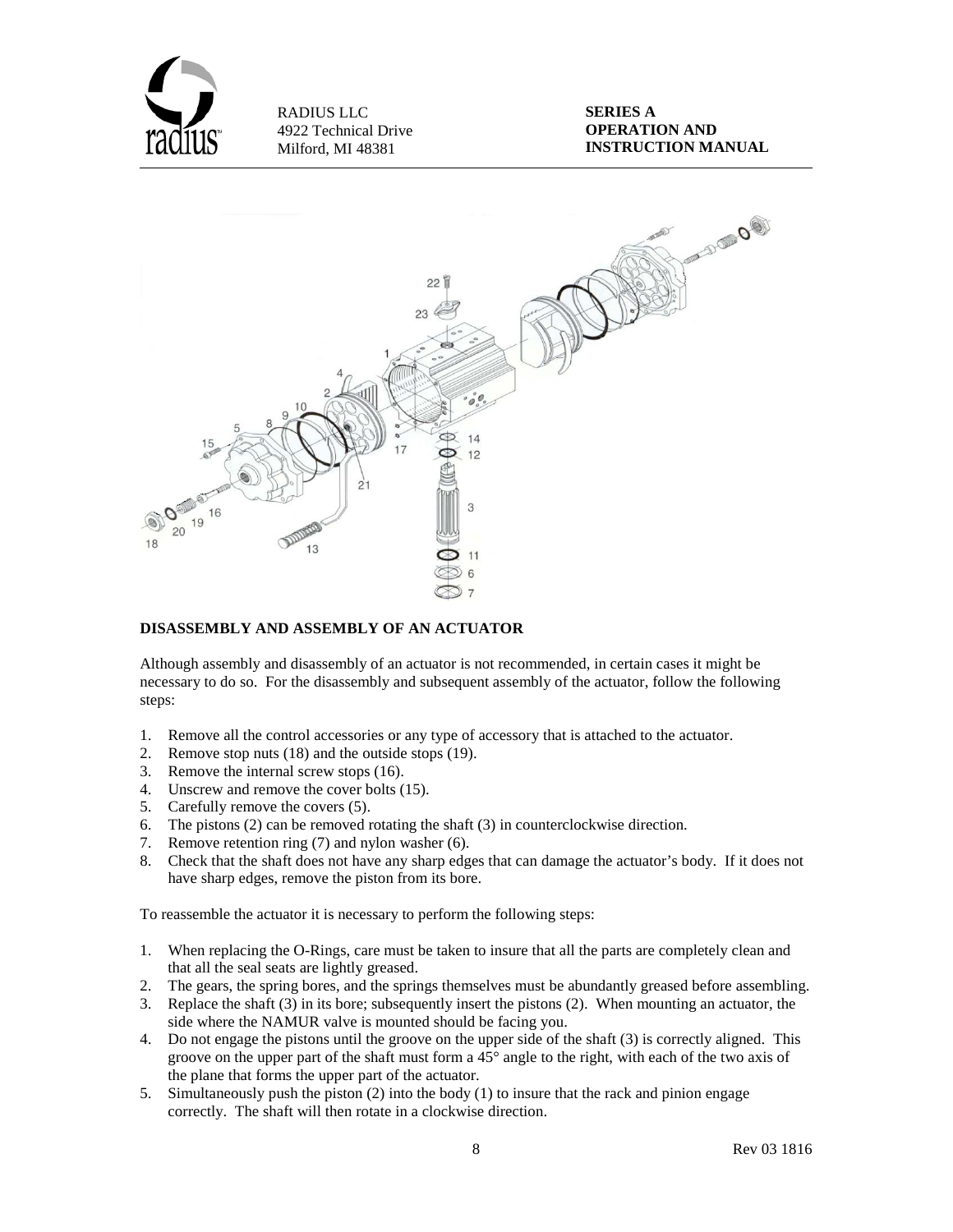## DISASSEMBLY AND ASSEMBLY OF AN ACTUATOR

Although assembly and disassembly of an actuator is not recommended, in certain cases it might be necessary to do so. For the disassembly and subsequent assembly of the actuator, follow the following steps:

1. Remove all the control accessories or any type of accessory that is attached to the actuator.
2. Remove stop nuts (18) and the outside stops (19).
3. Remove the internal screw stops (16).
4. Unscrew and remove the cover bolts (15).
5. Carefully remove the covers (5).
6. The pistons (2) can be removed rotating the shaft (3) in counterclockwise direction.
7. Remove retention ring (7) and nylon washer (6).
8. Check that the shaft does not have any sharp edges that can damage the actuator's body. If it does not have sharp edges, remove the piston from its bore.

To reassemble the actuator it is necessary to perform the following steps:

1. When replacing the O-Rings, care must be taken to insure that all the parts are completely clean and that all the seal seats are lightly greased.
2. The gears, the spring bores, and the springs themselves must be abundantly greased before assembling.
3. Replace the shaft (3) in its bore; subsequently insert the pistons (2). When mounting an actuator, the side where the NAMUR valve is mounted should be facing you.
4. Do not engage the pistons until the groove on the upper side of the shaft (3) is correctly aligned. This groove on the upper part of the shaft must form a 45° angle to the right, with each of the two axis of the plane that forms the upper part of the actuator.
5. Simultaneously push the piston (2) into the body (1) to insure that the rack and pinion engage correctly. The shaft will then rotate in a clockwise direction.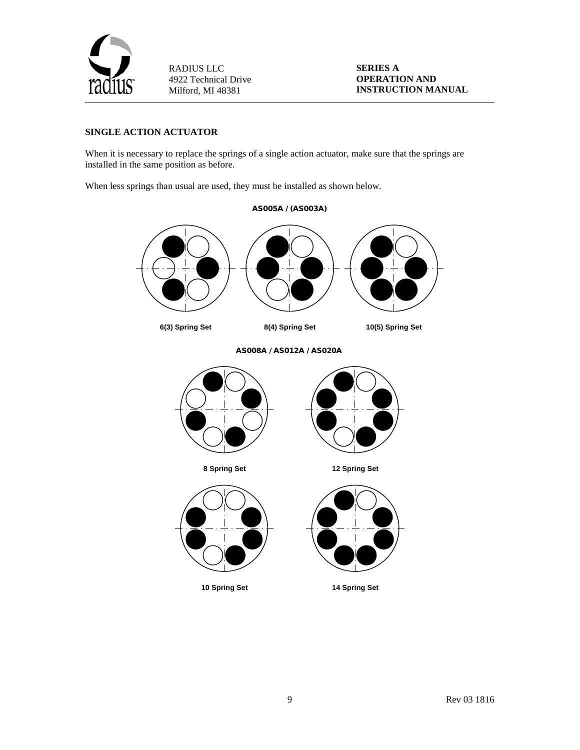## SINGLE ACTION ACTUATOR

When it is necessary to replace the springs of a single action actuator, make sure that the springs are installed in the same position as before.

When less springs than usual are used, they must be installed as shown below.

**AS005A / (AS003A)**

**6(3) Spring Set**

**8(4) Spring Set**

**10(5) Spring Set**

**AS008A / AS012A / AS020A**

**8 Spring Set**

**12 Spring Set**

**10 Spring Set**

**14 Spring Set**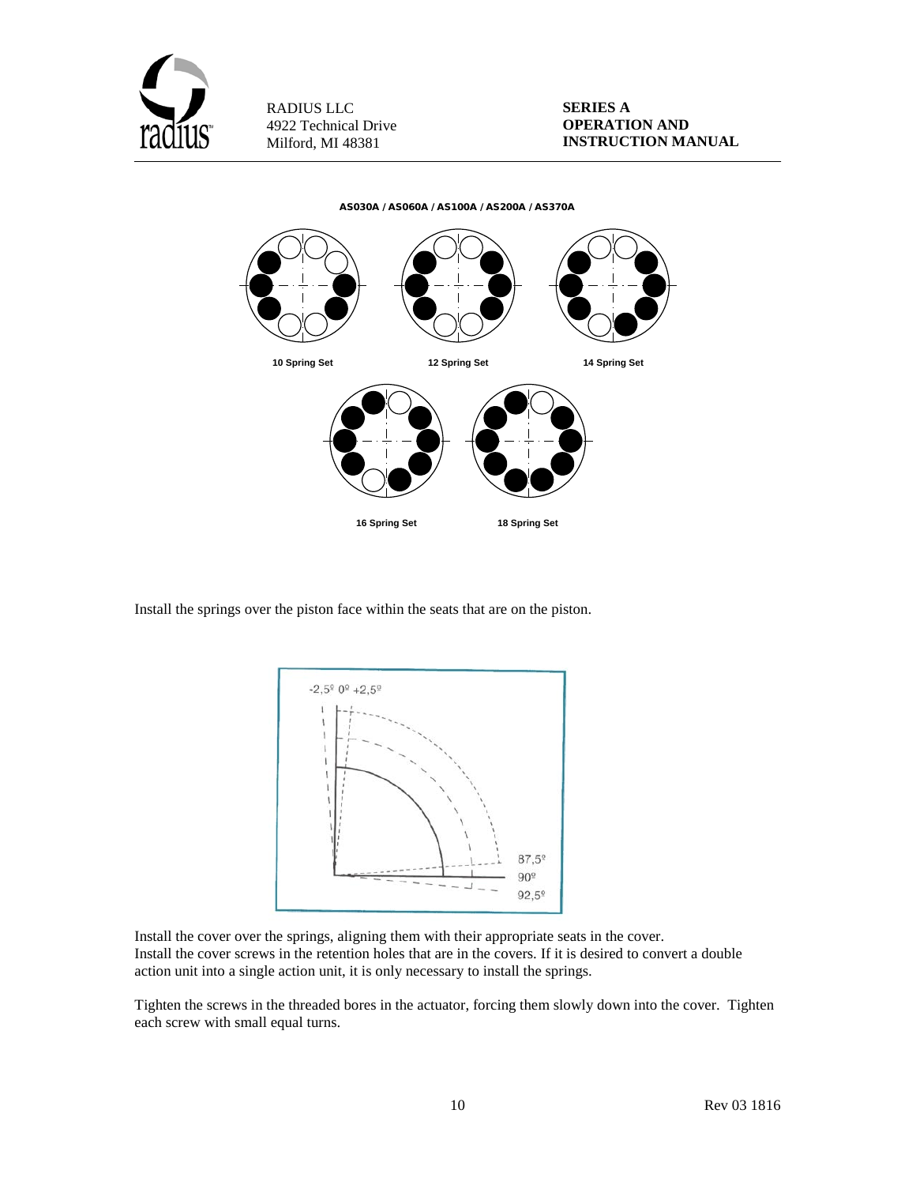AS030A / AS060A / AS100A / AS200A / AS370A

10 Spring Set

12 Spring Set

14 Spring Set

16 Spring Set

18 Spring Set

Install the springs over the piston face within the seats that are on the piston.

-2,5º 0º +2,5º

87,5º

90º

92,5º

Install the cover over the springs, aligning them with their appropriate seats in the cover.
Install the cover screws in the retention holes that are in the covers. If it is desired to convert a double action unit into a single action unit, it is only necessary to install the springs.

Tighten the screws in the threaded bores in the actuator, forcing them slowly down into the cover. Tighten each screw with small equal turns.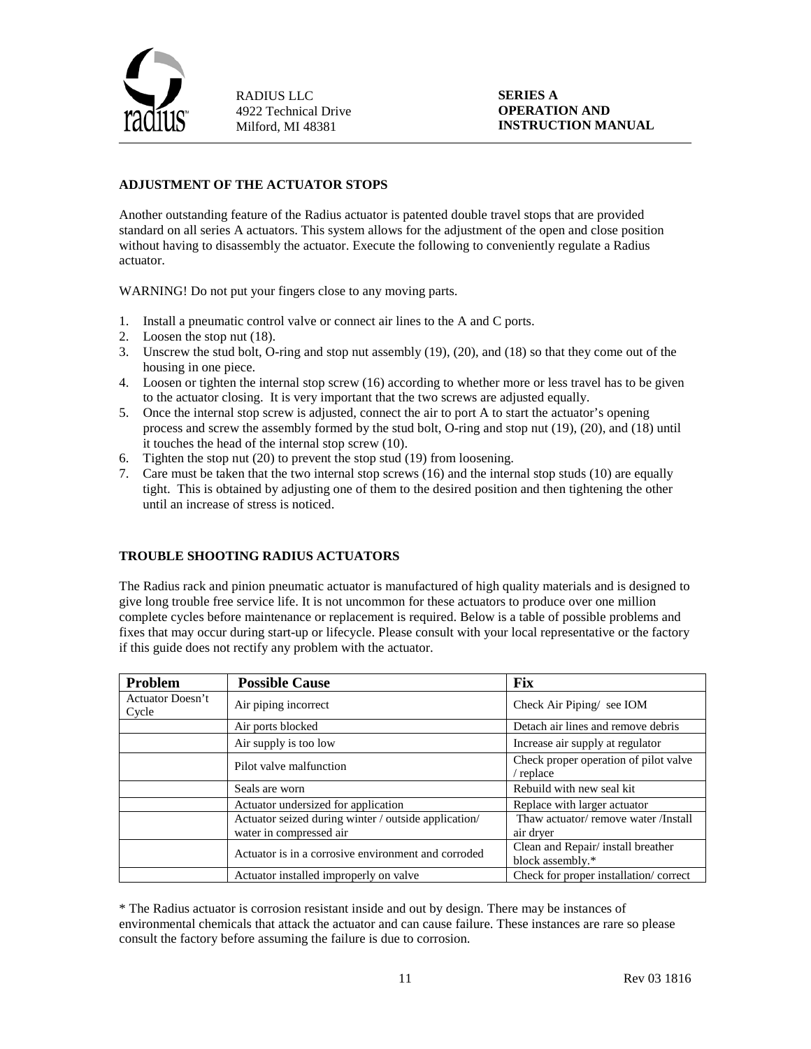## ADJUSTMENT OF THE ACTUATOR STOPS

Another outstanding feature of the Radius actuator is patented double travel stops that are provided standard on all series A actuators. This system allows for the adjustment of the open and close position without having to disassembly the actuator. Execute the following to conveniently regulate a Radius actuator.

WARNING! Do not put your fingers close to any moving parts.

1. Install a pneumatic control valve or connect air lines to the A and C ports.
2. Loosen the stop nut (18).
3. Unscrew the stud bolt, O-ring and stop nut assembly (19), (20), and (18) so that they come out of the housing in one piece.
4. Loosen or tighten the internal stop screw (16) according to whether more or less travel has to be given to the actuator closing. It is very important that the two screws are adjusted equally.
5. Once the internal stop screw is adjusted, connect the air to port A to start the actuator's opening process and screw the assembly formed by the stud bolt, O-ring and stop nut (19), (20), and (18) until it touches the head of the internal stop screw (10).
6. Tighten the stop nut (20) to prevent the stop stud (19) from loosening.
7. Care must be taken that the two internal stop screws (16) and the internal stop studs (10) are equally tight. This is obtained by adjusting one of them to the desired position and then tightening the other until an increase of stress is noticed.

## TROUBLE SHOOTING RADIUS ACTUATORS

The Radius rack and pinion pneumatic actuator is manufactured of high quality materials and is designed to give long trouble free service life. It is not uncommon for these actuators to produce over one million complete cycles before maintenance or replacement is required. Below is a table of possible problems and fixes that may occur during start-up or lifecycle. Please consult with your local representative or the factory if this guide does not rectify any problem with the actuator.

| Problem | Possible Cause | Fix |
|---|---|---|
| Actuator Doesn't Cycle | Air piping incorrect | Check Air Piping/ see IOM |
| | Air ports blocked | Detach air lines and remove debris |
| | Air supply is too low | Increase air supply at regulator |
| | Pilot valve malfunction | Check proper operation of pilot valve / replace |
| | Seals are worn | Rebuild with new seal kit |
| | Actuator undersized for application | Replace with larger actuator |
| | Actuator seized during winter / outside application/ water in compressed air | Thaw actuator/ remove water /Install air dryer |
| | Actuator is in a corrosive environment and corroded | Clean and Repair/ install breather block assembly.* |
| | Actuator installed improperly on valve | Check for proper installation/ correct |

* The Radius actuator is corrosion resistant inside and out by design. There may be instances of environmental chemicals that attack the actuator and can cause failure. These instances are rare so please consult the factory before assuming the failure is due to corrosion.